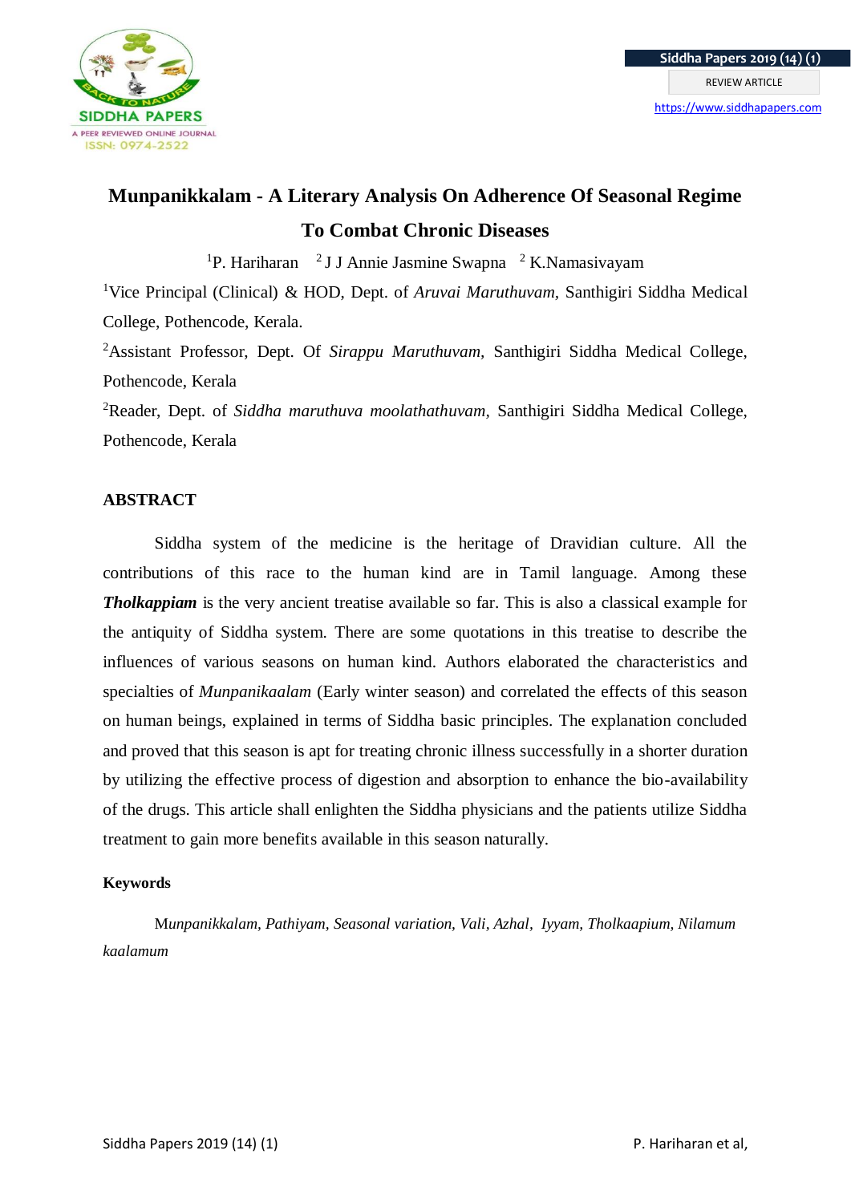# Munpanikkalam - A Literary Analysis On Adherence Of Seasonal Regime To Combat Chronic Diseases

[1]P. Hariharan [2]J J Annie Jasmine Swapna [2]K.Namasivayam

[1]Vice Principal (Clinical) & HOD, Dept. of *Aruvai Maruthuvam*, Santhigiri Siddha Medical College, Pothencode, Kerala.

[2]Assistant Professor, Dept. Of *Sirappu Maruthuvam,* Santhigiri Siddha Medical College, Pothencode, Kerala

[2]Reader, Dept. of *Siddha maruthuva moolathathuvam*, Santhigiri Siddha Medical College, Pothencode, Kerala

## ABSTRACT

Siddha system of the medicine is the heritage of Dravidian culture. All the contributions of this race to the human kind are in Tamil language. Among these ***Tholkappiam*** is the very ancient treatise available so far. This is also a classical example for the antiquity of Siddha system. There are some quotations in this treatise to describe the influences of various seasons on human kind. Authors elaborated the characteristics and specialties of *Munpanikaalam* (Early winter season) and correlated the effects of this season on human beings, explained in terms of Siddha basic principles. The explanation concluded and proved that this season is apt for treating chronic illness successfully in a shorter duration by utilizing the effective process of digestion and absorption to enhance the bio-availability of the drugs. This article shall enlighten the Siddha physicians and the patients utilize Siddha treatment to gain more benefits available in this season naturally.

### Keywords

M*unpanikkalam, Pathiyam, Seasonal variation, Vali, Azhal, Iyyam, Tholkaapium, Nilamum kaalamum*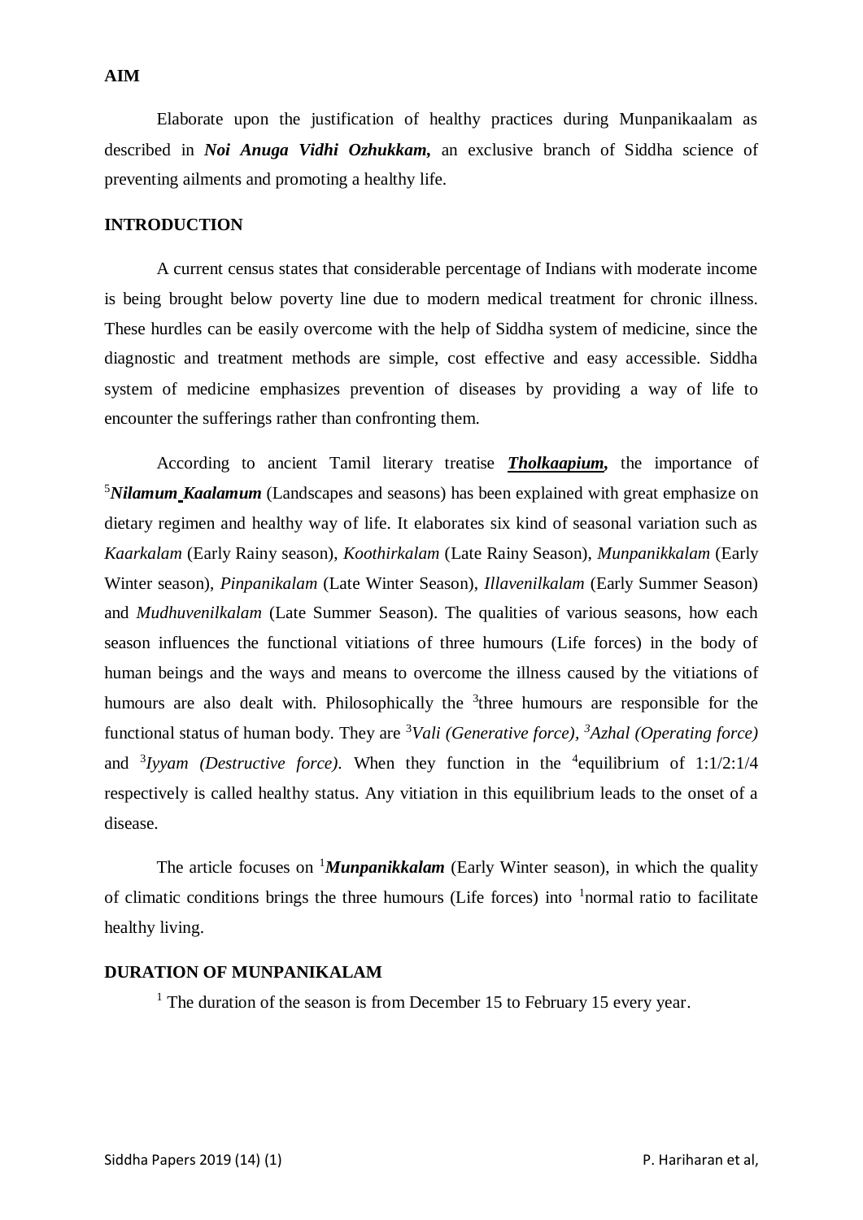## AIM

Elaborate upon the justification of healthy practices during Munpanikaalam as described in ***Noi Anuga Vidhi Ozhukkam,*** an exclusive branch of Siddha science of preventing ailments and promoting a healthy life.

## INTRODUCTION

A current census states that considerable percentage of Indians with moderate income is being brought below poverty line due to modern medical treatment for chronic illness. These hurdles can be easily overcome with the help of Siddha system of medicine, since the diagnostic and treatment methods are simple, cost effective and easy accessible. Siddha system of medicine emphasizes prevention of diseases by providing a way of life to encounter the sufferings rather than confronting them.

According to ancient Tamil literary treatise ***Tholkaapium,*** the importance of [5]***Nilamum Kaalamum*** (Landscapes and seasons) has been explained with great emphasize on dietary regimen and healthy way of life. It elaborates six kind of seasonal variation such as *Kaarkalam* (Early Rainy season), *Koothirkalam* (Late Rainy Season), *Munpanikkalam* (Early Winter season), *Pinpanikalam* (Late Winter Season), *Illavenilkalam* (Early Summer Season) and *Mudhuvenilkalam* (Late Summer Season). The qualities of various seasons, how each season influences the functional vitiations of three humours (Life forces) in the body of human beings and the ways and means to overcome the illness caused by the vitiations of humours are also dealt with. Philosophically the [3]three humours are responsible for the functional status of human body. They are [3]*Vali (Generative force),* [3]*Azhal (Operating force)* and [3]*Iyyam (Destructive force)*. When they function in the [4]equilibrium of 1:1/2:1/4 respectively is called healthy status. Any vitiation in this equilibrium leads to the onset of a disease.

The article focuses on [1]***Munpanikkalam*** (Early Winter season), in which the quality of climatic conditions brings the three humours (Life forces) into [1]normal ratio to facilitate healthy living.

## DURATION OF MUNPANIKALAM

[1] The duration of the season is from December 15 to February 15 every year.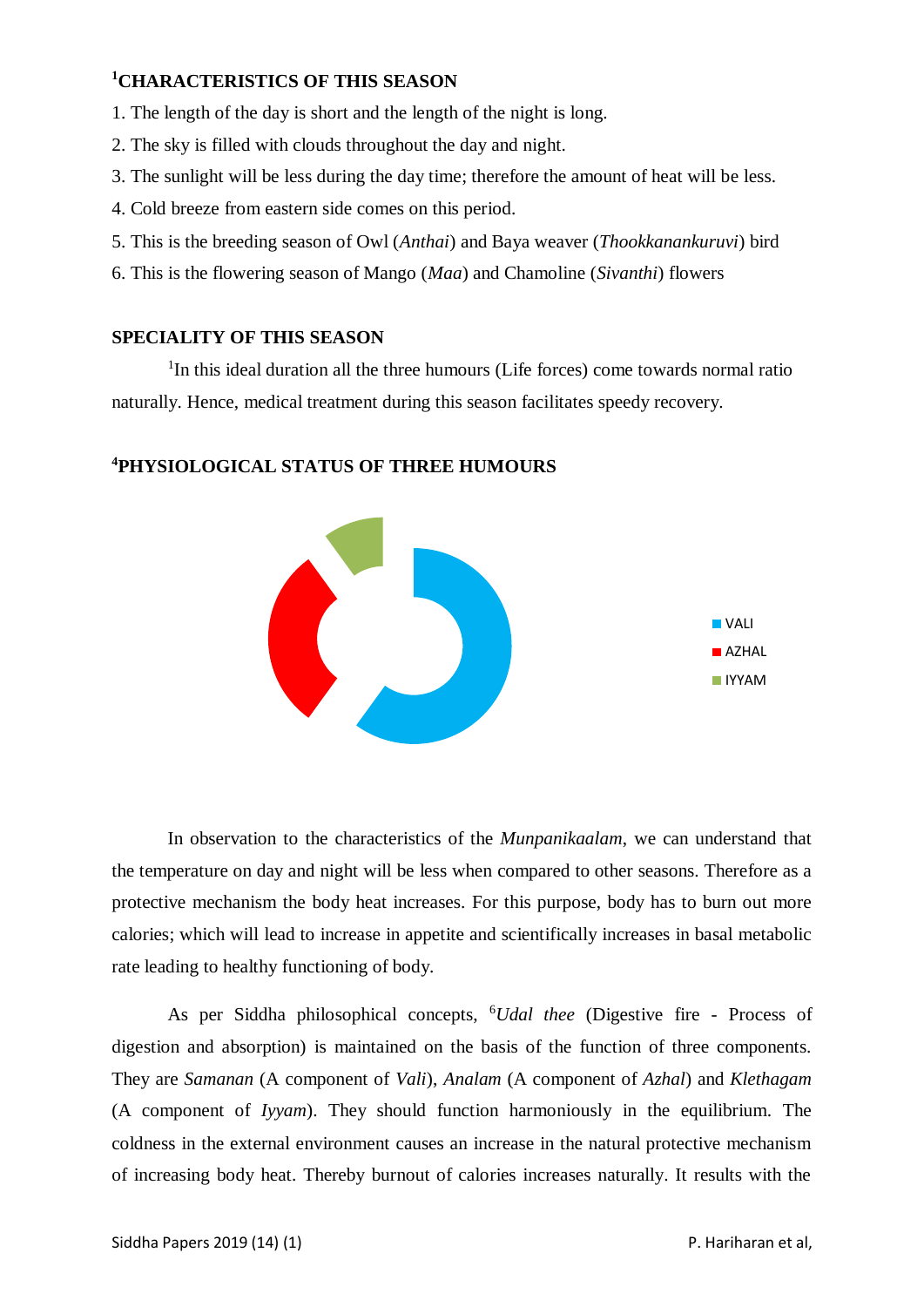## [1]CHARACTERISTICS OF THIS SEASON

1. The length of the day is short and the length of the night is long.
2. The sky is filled with clouds throughout the day and night.
3. The sunlight will be less during the day time; therefore the amount of heat will be less.
4. Cold breeze from eastern side comes on this period.
5. This is the breeding season of Owl (*Anthai*) and Baya weaver (*Thookkanankuruvi*) bird
6. This is the flowering season of Mango (*Maa*) and Chamoline (*Sivanthi*) flowers

## SPECIALITY OF THIS SEASON

[1]In this ideal duration all the three humours (Life forces) come towards normal ratio naturally. Hence, medical treatment during this season facilitates speedy recovery.

## [4]PHYSIOLOGICAL STATUS OF THREE HUMOURS

VALI
AZHAL
IYYAM

In observation to the characteristics of the *Munpanikaalam*, we can understand that the temperature on day and night will be less when compared to other seasons. Therefore as a protective mechanism the body heat increases. For this purpose, body has to burn out more calories; which will lead to increase in appetite and scientifically increases in basal metabolic rate leading to healthy functioning of body.

As per Siddha philosophical concepts, [6]*Udal thee* (Digestive fire - Process of digestion and absorption) is maintained on the basis of the function of three components. They are *Samanan* (A component of *Vali*), *Analam* (A component of *Azhal*) and *Klethagam* (A component of *Iyyam*). They should function harmoniously in the equilibrium. The coldness in the external environment causes an increase in the natural protective mechanism of increasing body heat. Thereby burnout of calories increases naturally. It results with the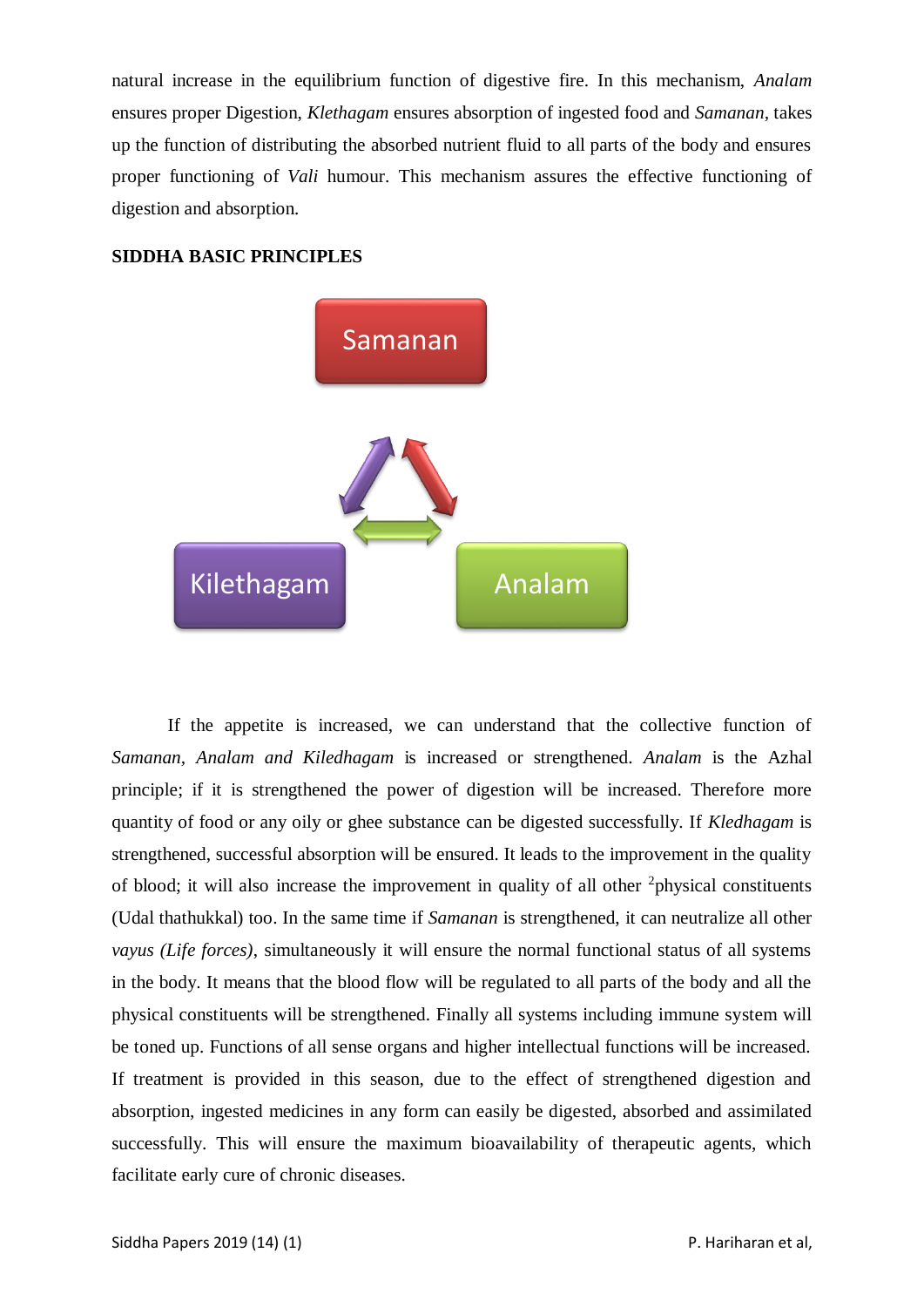natural increase in the equilibrium function of digestive fire. In this mechanism, *Analam* ensures proper Digestion, *Klethagam* ensures absorption of ingested food and *Samanan*, takes up the function of distributing the absorbed nutrient fluid to all parts of the body and ensures proper functioning of *Vali* humour. This mechanism assures the effective functioning of digestion and absorption.

**SIDDHA BASIC PRINCIPLES**

Samanan

Kilethagam

Analam

If the appetite is increased, we can understand that the collective function of *Samanan, Analam and Kiledhagam* is increased or strengthened. *Analam* is the Azhal principle; if it is strengthened the power of digestion will be increased. Therefore more quantity of food or any oily or ghee substance can be digested successfully. If *Kledhagam* is strengthened, successful absorption will be ensured. It leads to the improvement in the quality of blood; it will also increase the improvement in quality of all other [2]physical constituents (Udal thathukkal) too. In the same time if *Samanan* is strengthened, it can neutralize all other *vayus (Life forces)*, simultaneously it will ensure the normal functional status of all systems in the body. It means that the blood flow will be regulated to all parts of the body and all the physical constituents will be strengthened. Finally all systems including immune system will be toned up. Functions of all sense organs and higher intellectual functions will be increased. If treatment is provided in this season, due to the effect of strengthened digestion and absorption, ingested medicines in any form can easily be digested, absorbed and assimilated successfully. This will ensure the maximum bioavailability of therapeutic agents, which facilitate early cure of chronic diseases.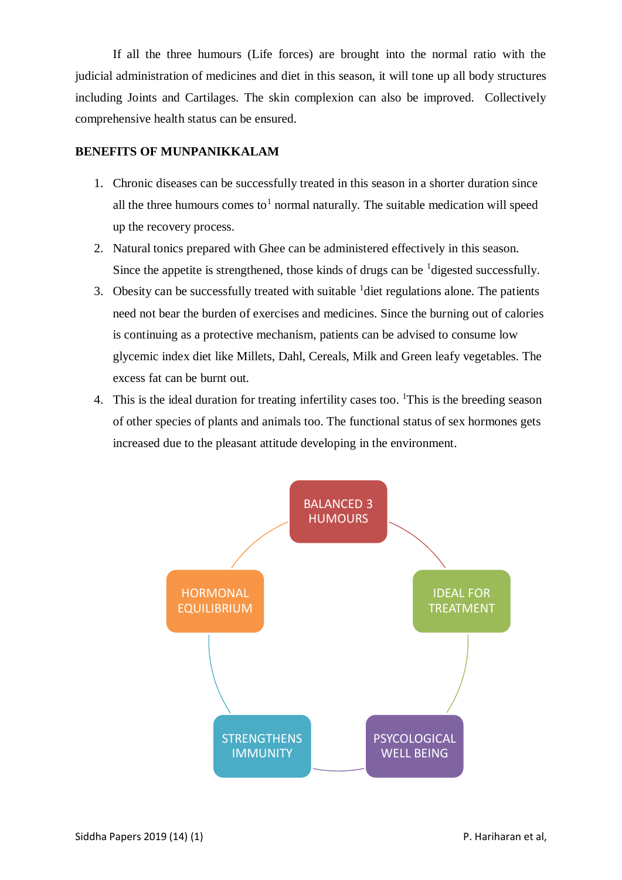If all the three humours (Life forces) are brought into the normal ratio with the judicial administration of medicines and diet in this season, it will tone up all body structures including Joints and Cartilages. The skin complexion can also be improved. Collectively comprehensive health status can be ensured.

**BENEFITS OF MUNPANIKKALAM**

1. Chronic diseases can be successfully treated in this season in a shorter duration since all the three humours comes to[1] normal naturally. The suitable medication will speed up the recovery process.
2. Natural tonics prepared with Ghee can be administered effectively in this season. Since the appetite is strengthened, those kinds of drugs can be [1]digested successfully.
3. Obesity can be successfully treated with suitable [1]diet regulations alone. The patients need not bear the burden of exercises and medicines. Since the burning out of calories is continuing as a protective mechanism, patients can be advised to consume low glycemic index diet like Millets, Dahl, Cereals, Milk and Green leafy vegetables. The excess fat can be burnt out.
4. This is the ideal duration for treating infertility cases too. [1]This is the breeding season of other species of plants and animals too. The functional status of sex hormones gets increased due to the pleasant attitude developing in the environment.

BALANCED 3 HUMOURS → IDEAL FOR TREATMENT → PSYCOLOGICAL WELL BEING → STRENGTHENS IMMUNITY → HORMONAL EQUILIBRIUM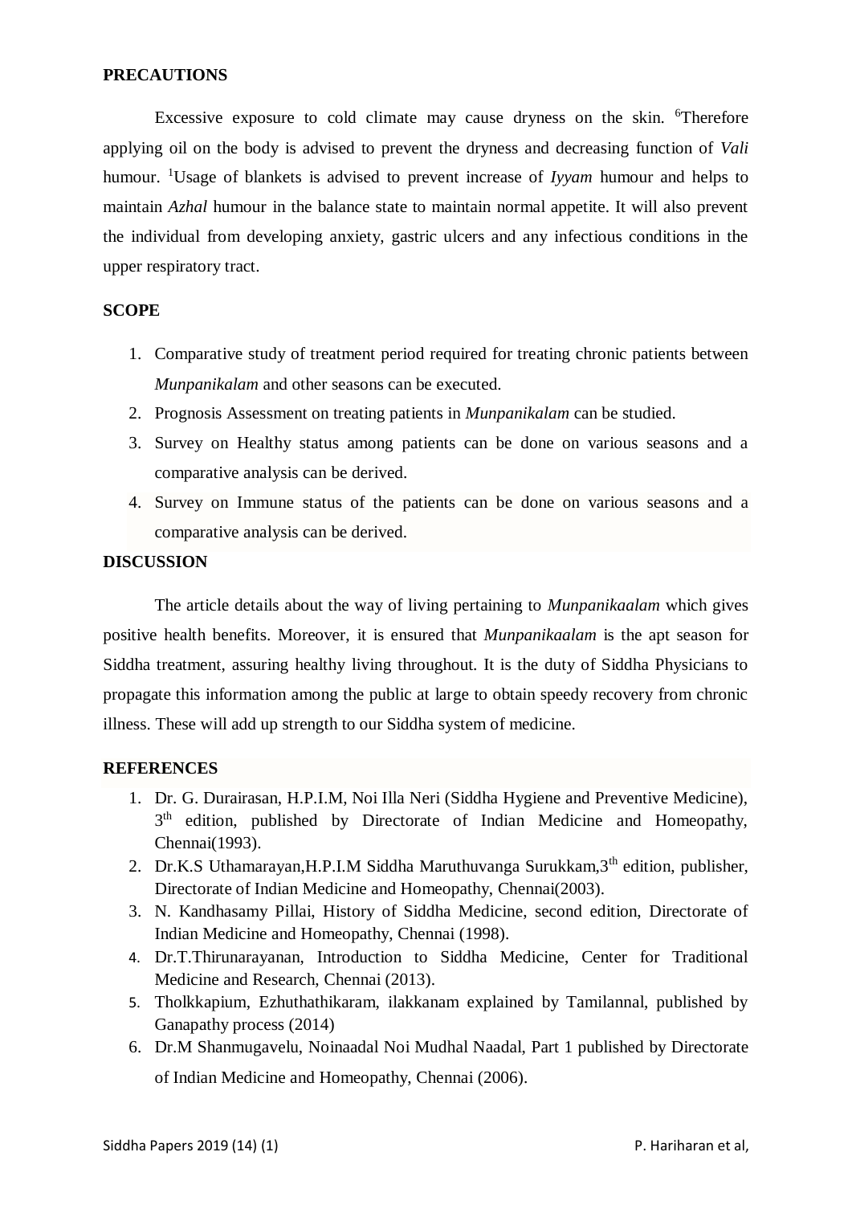## PRECAUTIONS

Excessive exposure to cold climate may cause dryness on the skin. [6]Therefore applying oil on the body is advised to prevent the dryness and decreasing function of *Vali* humour. [1]Usage of blankets is advised to prevent increase of *Iyyam* humour and helps to maintain *Azhal* humour in the balance state to maintain normal appetite. It will also prevent the individual from developing anxiety, gastric ulcers and any infectious conditions in the upper respiratory tract.

## SCOPE

1. Comparative study of treatment period required for treating chronic patients between *Munpanikalam* and other seasons can be executed.
2. Prognosis Assessment on treating patients in *Munpanikalam* can be studied.
3. Survey on Healthy status among patients can be done on various seasons and a comparative analysis can be derived.
4. Survey on Immune status of the patients can be done on various seasons and a comparative analysis can be derived.

## DISCUSSION

The article details about the way of living pertaining to *Munpanikaalam* which gives positive health benefits. Moreover, it is ensured that *Munpanikaalam* is the apt season for Siddha treatment, assuring healthy living throughout. It is the duty of Siddha Physicians to propagate this information among the public at large to obtain speedy recovery from chronic illness. These will add up strength to our Siddha system of medicine.

## REFERENCES

1. Dr. G. Durairasan, H.P.I.M, Noi Illa Neri (Siddha Hygiene and Preventive Medicine), 3th edition, published by Directorate of Indian Medicine and Homeopathy, Chennai(1993).
2. Dr.K.S Uthamarayan,H.P.I.M Siddha Maruthuvanga Surukkam,3th edition, publisher, Directorate of Indian Medicine and Homeopathy, Chennai(2003).
3. N. Kandhasamy Pillai, History of Siddha Medicine, second edition, Directorate of Indian Medicine and Homeopathy, Chennai (1998).
4. Dr.T.Thirunarayanan, Introduction to Siddha Medicine, Center for Traditional Medicine and Research, Chennai (2013).
5. Tholkkapium, Ezhuthathikaram, ilakkanam explained by Tamilannal, published by Ganapathy process (2014)
6. Dr.M Shanmugavelu, Noinaadal Noi Mudhal Naadal, Part 1 published by Directorate of Indian Medicine and Homeopathy, Chennai (2006).